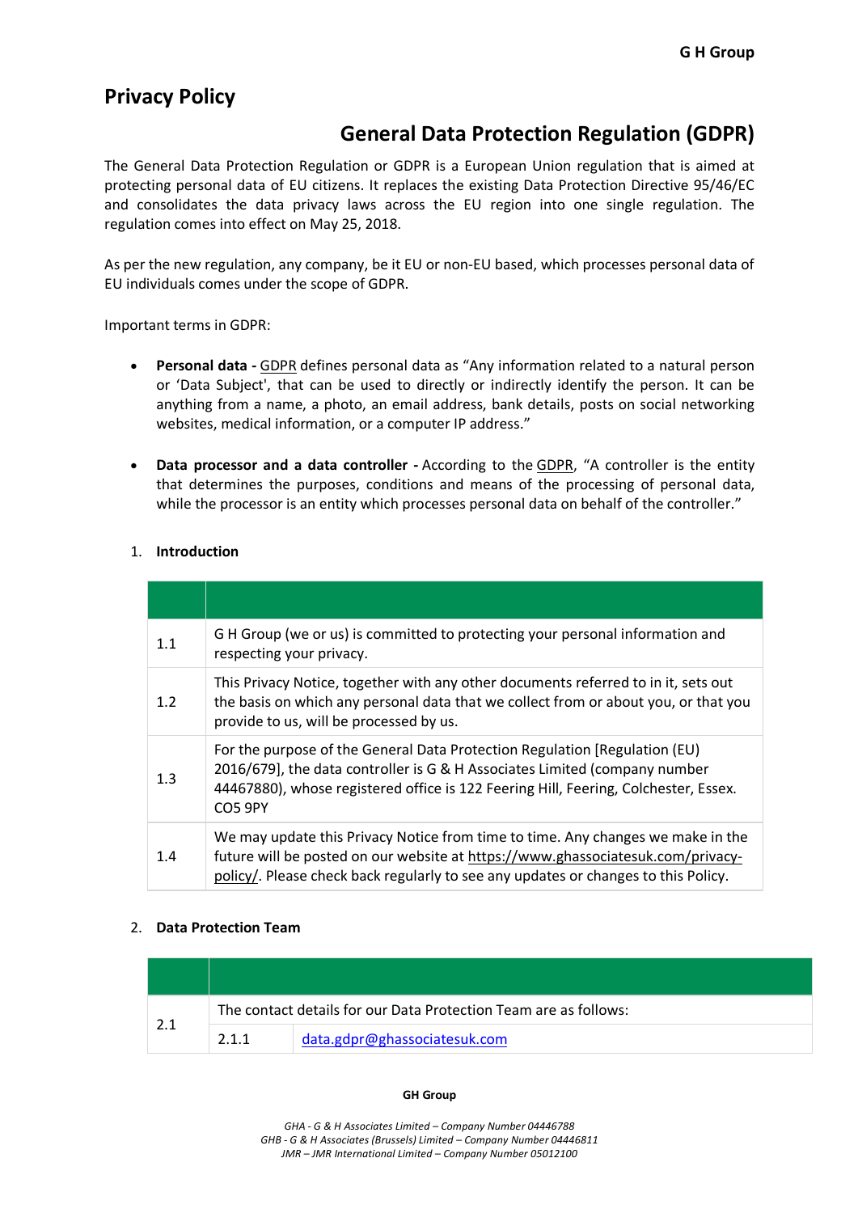# Privacy Policy

## General Data Protection Regulation (GDPR)

The General Data Protection Regulation or GDPR is a European Union regulation that is aimed at protecting personal data of EU citizens. It replaces the existing Data Protection Directive 95/46/EC and consolidates the data privacy laws across the EU region into one single regulation. The regulation comes into effect on May 25, 2018.

As per the new regulation, any company, be it EU or non-EU based, which processes personal data of EU individuals comes under the scope of GDPR.

Important terms in GDPR:

- **Personal data -** GDPR defines personal data as "Any information related to a natural person or 'Data Subject', that can be used to directly or indirectly identify the person. It can be anything from a name, a photo, an email address, bank details, posts on social networking websites, medical information, or a computer IP address."

- **Data processor and a data controller -** According to the GDPR, "A controller is the entity that determines the purposes, conditions and means of the processing of personal data, while the processor is an entity which processes personal data on behalf of the controller."

1. **Introduction**

| | |
|---|---|
| 1.1 | G H Group (we or us) is committed to protecting your personal information and respecting your privacy. |
| 1.2 | This Privacy Notice, together with any other documents referred to in it, sets out the basis on which any personal data that we collect from or about you, or that you provide to us, will be processed by us. |
| 1.3 | For the purpose of the General Data Protection Regulation [Regulation (EU) 2016/679], the data controller is G & H Associates Limited (company number 44467880), whose registered office is 122 Feering Hill, Feering, Colchester, Essex. CO5 9PY |
| 1.4 | We may update this Privacy Notice from time to time. Any changes we make in the future will be posted on our website at https://www.ghassociatesuk.com/privacy-policy/. Please check back regularly to see any updates or changes to this Policy. |

2. **Data Protection Team**

| | | |
|---|---|---|
| 2.1 | The contact details for our Data Protection Team are as follows: | |
| | 2.1.1 | data.gdpr@ghassociatesuk.com |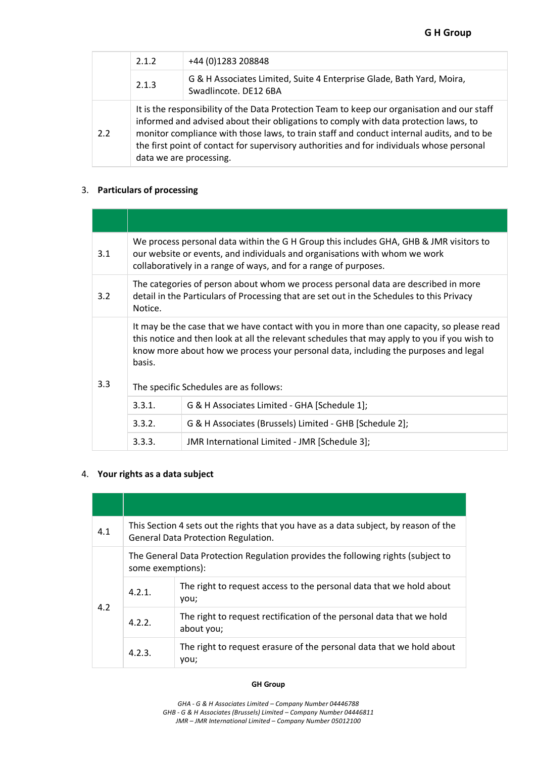| | | |
|---|---|---|
| | 2.1.2 | +44 (0)1283 208848 |
| | 2.1.3 | G & H Associates Limited, Suite 4 Enterprise Glade, Bath Yard, Moira, Swadlincote. DE12 6BA |
| 2.2 | It is the responsibility of the Data Protection Team to keep our organisation and our staff informed and advised about their obligations to comply with data protection laws, to monitor compliance with those laws, to train staff and conduct internal audits, and to be the first point of contact for supervisory authorities and for individuals whose personal data we are processing. | |

3. **Particulars of processing**

| | | |
|---|---|---|
| 3.1 | We process personal data within the G H Group this includes GHA, GHB & JMR visitors to our website or events, and individuals and organisations with whom we work collaboratively in a range of ways, and for a range of purposes. | |
| 3.2 | The categories of person about whom we process personal data are described in more detail in the Particulars of Processing that are set out in the Schedules to this Privacy Notice. | |
| 3.3 | It may be the case that we have contact with you in more than one capacity, so please read this notice and then look at all the relevant schedules that may apply to you if you wish to know more about how we process your personal data, including the purposes and legal basis.<br><br>The specific Schedules are as follows: | |
| | 3.3.1. | G & H Associates Limited - GHA [Schedule 1]; |
| | 3.3.2. | G & H Associates (Brussels) Limited - GHB [Schedule 2]; |
| | 3.3.3. | JMR International Limited - JMR [Schedule 3]; |

4. **Your rights as a data subject**

| | | |
|---|---|---|
| 4.1 | This Section 4 sets out the rights that you have as a data subject, by reason of the General Data Protection Regulation. | |
| 4.2 | The General Data Protection Regulation provides the following rights (subject to some exemptions): | |
| | 4.2.1. | The right to request access to the personal data that we hold about you; |
| | 4.2.2. | The right to request rectification of the personal data that we hold about you; |
| | 4.2.3. | The right to request erasure of the personal data that we hold about you; |

**GH Group**

*GHA - G & H Associates Limited – Company Number 04446788*
*GHB - G & H Associates (Brussels) Limited – Company Number 04446811*
*JMR – JMR International Limited – Company Number 05012100*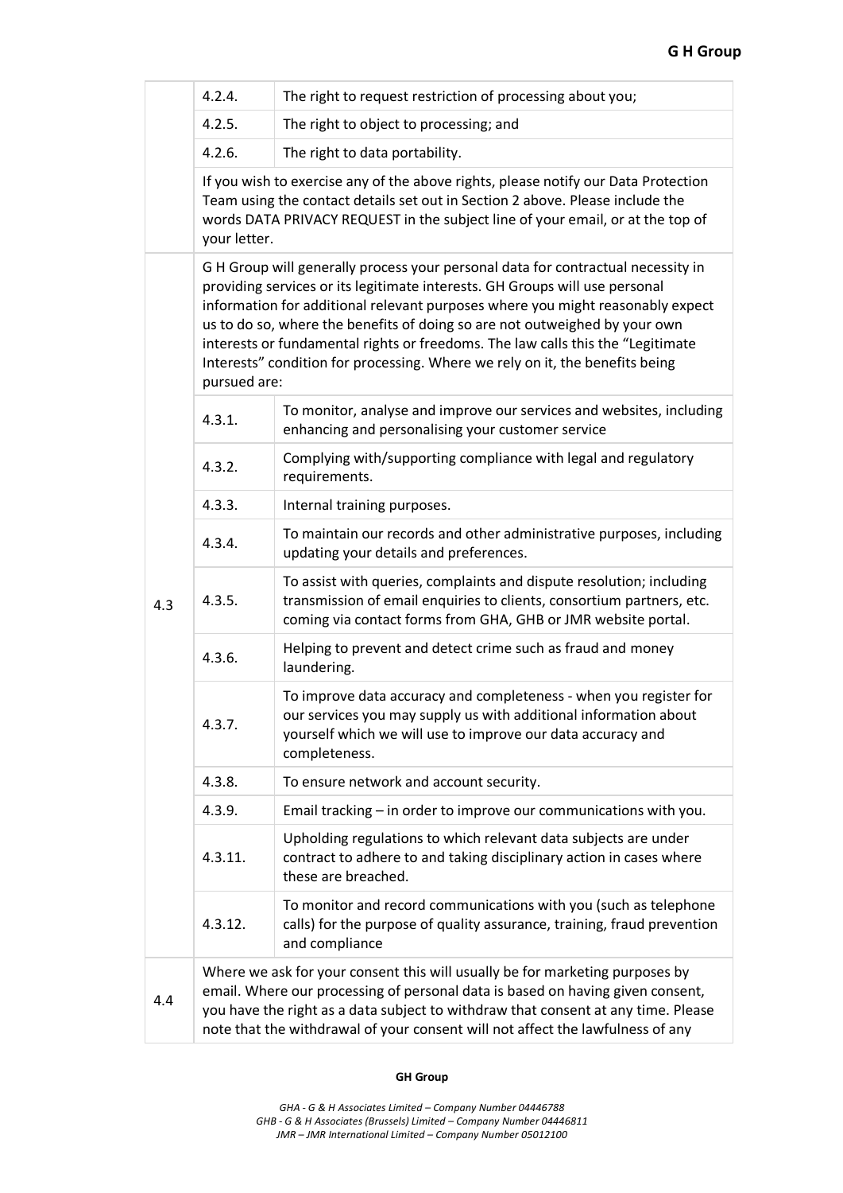| | | |
|---|---|---|
| | 4.2.4. | The right to request restriction of processing about you; |
| | 4.2.5. | The right to object to processing; and |
| | 4.2.6. | The right to data portability. |
| | If you wish to exercise any of the above rights, please notify our Data Protection Team using the contact details set out in Section 2 above. Please include the words DATA PRIVACY REQUEST in the subject line of your email, or at the top of your letter. | |
| 4.3 | G H Group will generally process your personal data for contractual necessity in providing services or its legitimate interests. GH Groups will use personal information for additional relevant purposes where you might reasonably expect us to do so, where the benefits of doing so are not outweighed by your own interests or fundamental rights or freedoms. The law calls this the "Legitimate Interests" condition for processing. Where we rely on it, the benefits being pursued are: | |
| | 4.3.1. | To monitor, analyse and improve our services and websites, including enhancing and personalising your customer service |
| | 4.3.2. | Complying with/supporting compliance with legal and regulatory requirements. |
| | 4.3.3. | Internal training purposes. |
| | 4.3.4. | To maintain our records and other administrative purposes, including updating your details and preferences. |
| | 4.3.5. | To assist with queries, complaints and dispute resolution; including transmission of email enquiries to clients, consortium partners, etc. coming via contact forms from GHA, GHB or JMR website portal. |
| | 4.3.6. | Helping to prevent and detect crime such as fraud and money laundering. |
| | 4.3.7. | To improve data accuracy and completeness - when you register for our services you may supply us with additional information about yourself which we will use to improve our data accuracy and completeness. |
| | 4.3.8. | To ensure network and account security. |
| | 4.3.9. | Email tracking – in order to improve our communications with you. |
| | 4.3.11. | Upholding regulations to which relevant data subjects are under contract to adhere to and taking disciplinary action in cases where these are breached. |
| | 4.3.12. | To monitor and record communications with you (such as telephone calls) for the purpose of quality assurance, training, fraud prevention and compliance |
| 4.4 | Where we ask for your consent this will usually be for marketing purposes by email. Where our processing of personal data is based on having given consent, you have the right as a data subject to withdraw that consent at any time. Please note that the withdrawal of your consent will not affect the lawfulness of any | |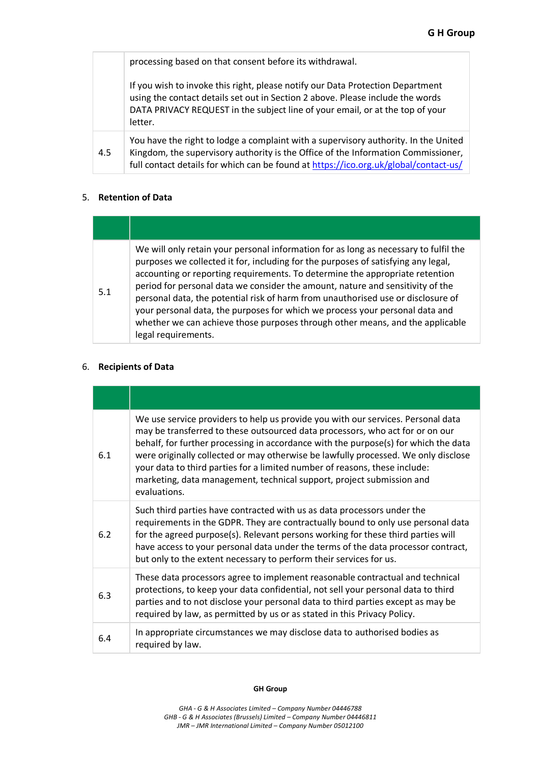| | |
|---|---|
| | processing based on that consent before its withdrawal.<br><br>If you wish to invoke this right, please notify our Data Protection Department using the contact details set out in Section 2 above. Please include the words DATA PRIVACY REQUEST in the subject line of your email, or at the top of your letter. |
| 4.5 | You have the right to lodge a complaint with a supervisory authority. In the United Kingdom, the supervisory authority is the Office of the Information Commissioner, full contact details for which can be found at https://ico.org.uk/global/contact-us/ |

## 5. Retention of Data

| | |
|---|---|
| 5.1 | We will only retain your personal information for as long as necessary to fulfil the purposes we collected it for, including for the purposes of satisfying any legal, accounting or reporting requirements. To determine the appropriate retention period for personal data we consider the amount, nature and sensitivity of the personal data, the potential risk of harm from unauthorised use or disclosure of your personal data, the purposes for which we process your personal data and whether we can achieve those purposes through other means, and the applicable legal requirements. |

## 6. Recipients of Data

| | |
|---|---|
| 6.1 | We use service providers to help us provide you with our services. Personal data may be transferred to these outsourced data processors, who act for or on our behalf, for further processing in accordance with the purpose(s) for which the data were originally collected or may otherwise be lawfully processed. We only disclose your data to third parties for a limited number of reasons, these include: marketing, data management, technical support, project submission and evaluations. |
| 6.2 | Such third parties have contracted with us as data processors under the requirements in the GDPR. They are contractually bound to only use personal data for the agreed purpose(s). Relevant persons working for these third parties will have access to your personal data under the terms of the data processor contract, but only to the extent necessary to perform their services for us. |
| 6.3 | These data processors agree to implement reasonable contractual and technical protections, to keep your data confidential, not sell your personal data to third parties and to not disclose your personal data to third parties except as may be required by law, as permitted by us or as stated in this Privacy Policy. |
| 6.4 | In appropriate circumstances we may disclose data to authorised bodies as required by law. |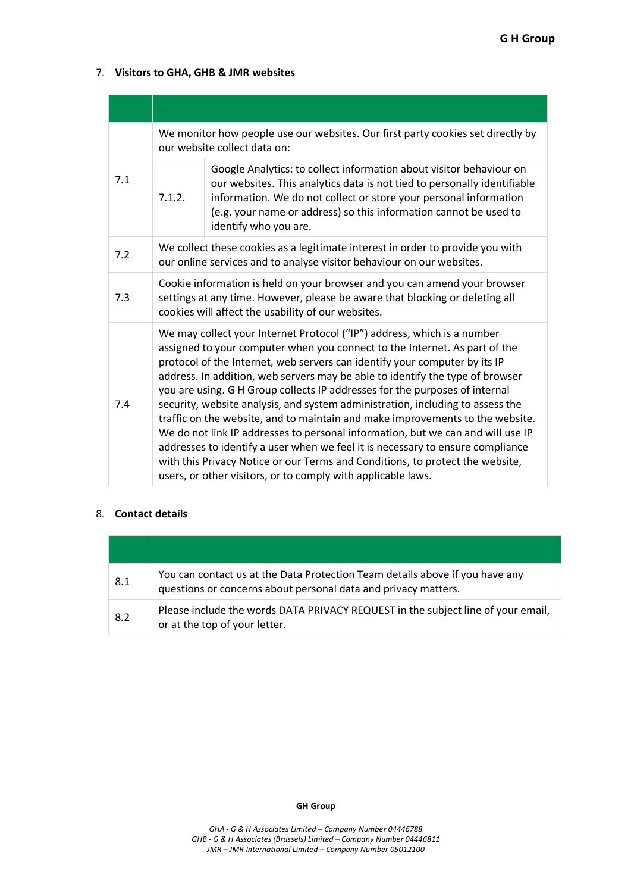## 7. Visitors to GHA, GHB & JMR websites

| | | |
|---|---|---|
| 7.1 | We monitor how people use our websites. Our first party cookies set directly by our website collect data on: | |
| | 7.1.2. | Google Analytics: to collect information about visitor behaviour on our websites. This analytics data is not tied to personally identifiable information. We do not collect or store your personal information (e.g. your name or address) so this information cannot be used to identify who you are. |
| 7.2 | We collect these cookies as a legitimate interest in order to provide you with our online services and to analyse visitor behaviour on our websites. | |
| 7.3 | Cookie information is held on your browser and you can amend your browser settings at any time. However, please be aware that blocking or deleting all cookies will affect the usability of our websites. | |
| 7.4 | We may collect your Internet Protocol ("IP") address, which is a number assigned to your computer when you connect to the Internet. As part of the protocol of the Internet, web servers can identify your computer by its IP address. In addition, web servers may be able to identify the type of browser you are using. G H Group collects IP addresses for the purposes of internal security, website analysis, and system administration, including to assess the traffic on the website, and to maintain and make improvements to the website. We do not link IP addresses to personal information, but we can and will use IP addresses to identify a user when we feel it is necessary to ensure compliance with this Privacy Notice or our Terms and Conditions, to protect the website, users, or other visitors, or to comply with applicable laws. | |

## 8. Contact details

| | |
|---|---|
| 8.1 | You can contact us at the Data Protection Team details above if you have any questions or concerns about personal data and privacy matters. |
| 8.2 | Please include the words DATA PRIVACY REQUEST in the subject line of your email, or at the top of your letter. |

**GH Group**

*GHA - G & H Associates Limited – Company Number 04446788*
*GHB - G & H Associates (Brussels) Limited – Company Number 04446811*
*JMR – JMR International Limited – Company Number 05012100*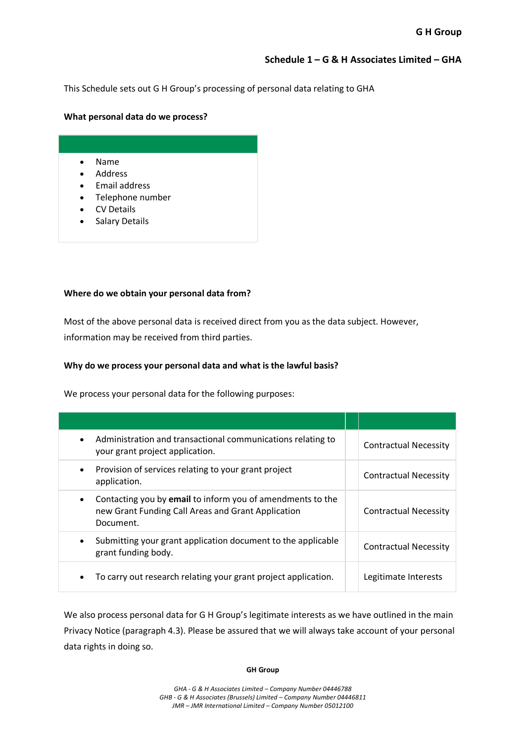## Schedule 1 – G & H Associates Limited – GHA

This Schedule sets out G H Group's processing of personal data relating to GHA

**What personal data do we process?**

- Name
- Address
- Email address
- Telephone number
- CV Details
- Salary Details

**Where do we obtain your personal data from?**

Most of the above personal data is received direct from you as the data subject. However, information may be received from third parties.

**Why do we process your personal data and what is the lawful basis?**

We process your personal data for the following purposes:

| | | |
|---|---|---|
| • Administration and transactional communications relating to your grant project application. | | Contractual Necessity |
| • Provision of services relating to your grant project application. | | Contractual Necessity |
| • Contacting you by **email** to inform you of amendments to the new Grant Funding Call Areas and Grant Application Document. | | Contractual Necessity |
| • Submitting your grant application document to the applicable grant funding body. | | Contractual Necessity |
| • To carry out research relating your grant project application. | | Legitimate Interests |

We also process personal data for G H Group's legitimate interests as we have outlined in the main Privacy Notice (paragraph 4.3). Please be assured that we will always take account of your personal data rights in doing so.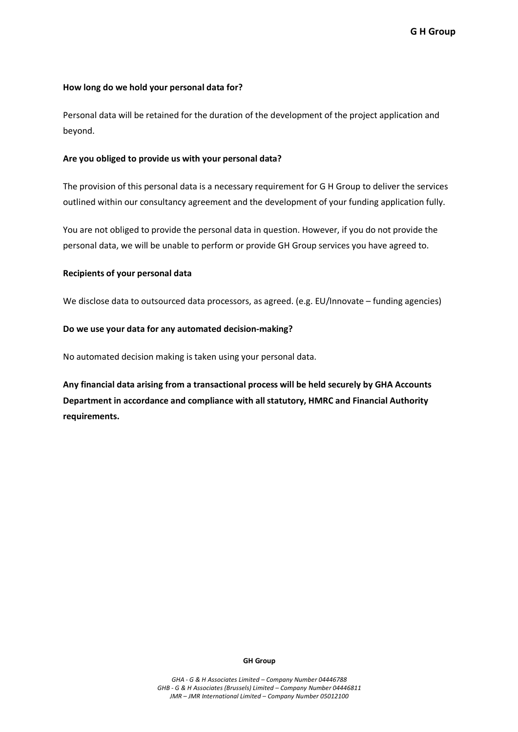**How long do we hold your personal data for?**

Personal data will be retained for the duration of the development of the project application and beyond.

**Are you obliged to provide us with your personal data?**

The provision of this personal data is a necessary requirement for G H Group to deliver the services outlined within our consultancy agreement and the development of your funding application fully.

You are not obliged to provide the personal data in question. However, if you do not provide the personal data, we will be unable to perform or provide GH Group services you have agreed to.

**Recipients of your personal data**

We disclose data to outsourced data processors, as agreed. (e.g. EU/Innovate – funding agencies)

**Do we use your data for any automated decision-making?**

No automated decision making is taken using your personal data.

**Any financial data arising from a transactional process will be held securely by GHA Accounts Department in accordance and compliance with all statutory, HMRC and Financial Authority requirements.**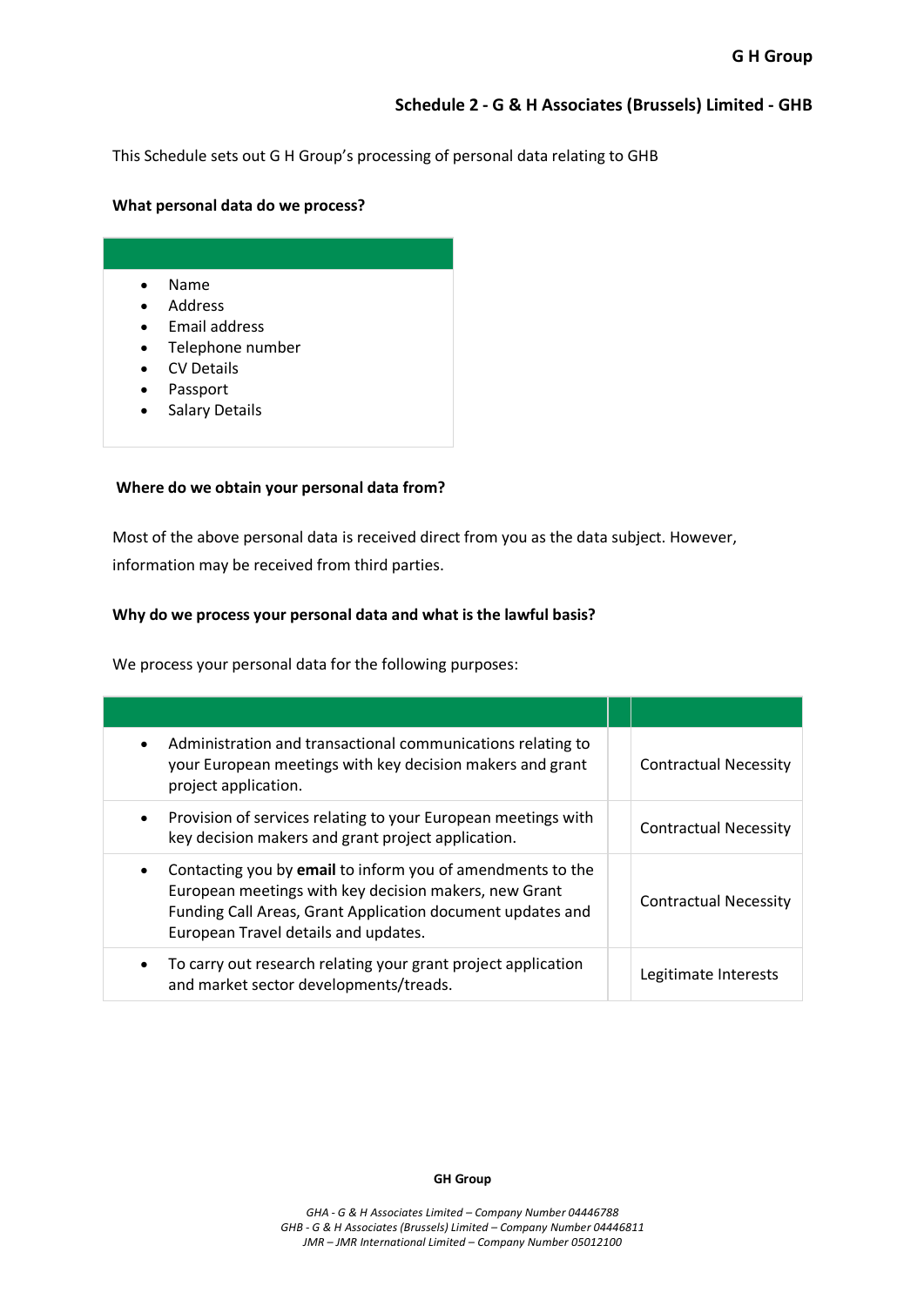**Schedule 2 - G & H Associates (Brussels) Limited - GHB**

This Schedule sets out G H Group's processing of personal data relating to GHB

**What personal data do we process?**

- Name
- Address
- Email address
- Telephone number
- CV Details
- Passport
- Salary Details

**Where do we obtain your personal data from?**

Most of the above personal data is received direct from you as the data subject. However, information may be received from third parties.

**Why do we process your personal data and what is the lawful basis?**

We process your personal data for the following purposes:

| | | |
|---|---|---|
| • Administration and transactional communications relating to your European meetings with key decision makers and grant project application. | | Contractual Necessity |
| • Provision of services relating to your European meetings with key decision makers and grant project application. | | Contractual Necessity |
| • Contacting you by **email** to inform you of amendments to the European meetings with key decision makers, new Grant Funding Call Areas, Grant Application document updates and European Travel details and updates. | | Contractual Necessity |
| • To carry out research relating your grant project application and market sector developments/treads. | | Legitimate Interests |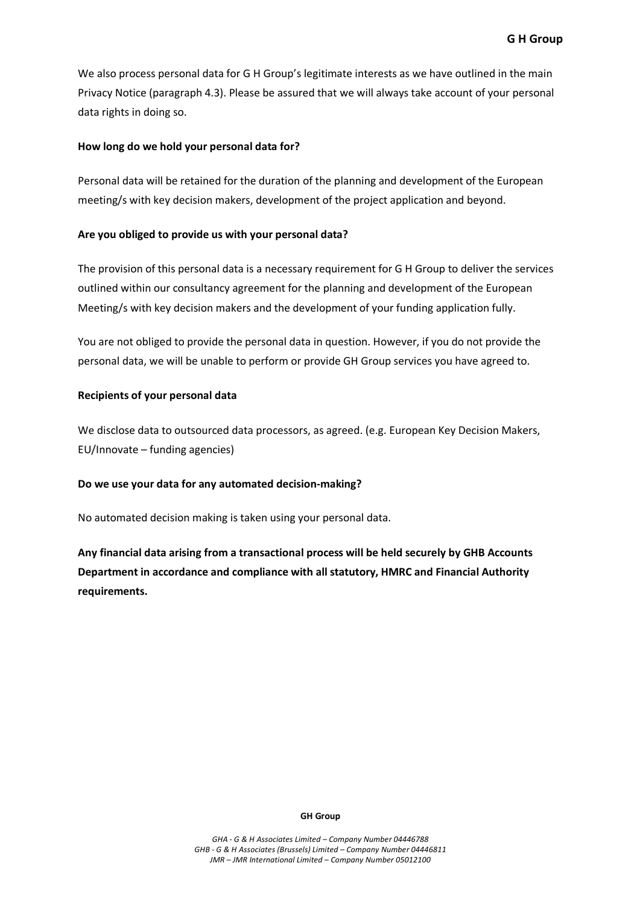We also process personal data for G H Group's legitimate interests as we have outlined in the main Privacy Notice (paragraph 4.3). Please be assured that we will always take account of your personal data rights in doing so.

**How long do we hold your personal data for?**

Personal data will be retained for the duration of the planning and development of the European meeting/s with key decision makers, development of the project application and beyond.

**Are you obliged to provide us with your personal data?**

The provision of this personal data is a necessary requirement for G H Group to deliver the services outlined within our consultancy agreement for the planning and development of the European Meeting/s with key decision makers and the development of your funding application fully.

You are not obliged to provide the personal data in question. However, if you do not provide the personal data, we will be unable to perform or provide GH Group services you have agreed to.

**Recipients of your personal data**

We disclose data to outsourced data processors, as agreed. (e.g. European Key Decision Makers, EU/Innovate – funding agencies)

**Do we use your data for any automated decision-making?**

No automated decision making is taken using your personal data.

**Any financial data arising from a transactional process will be held securely by GHB Accounts Department in accordance and compliance with all statutory, HMRC and Financial Authority requirements.**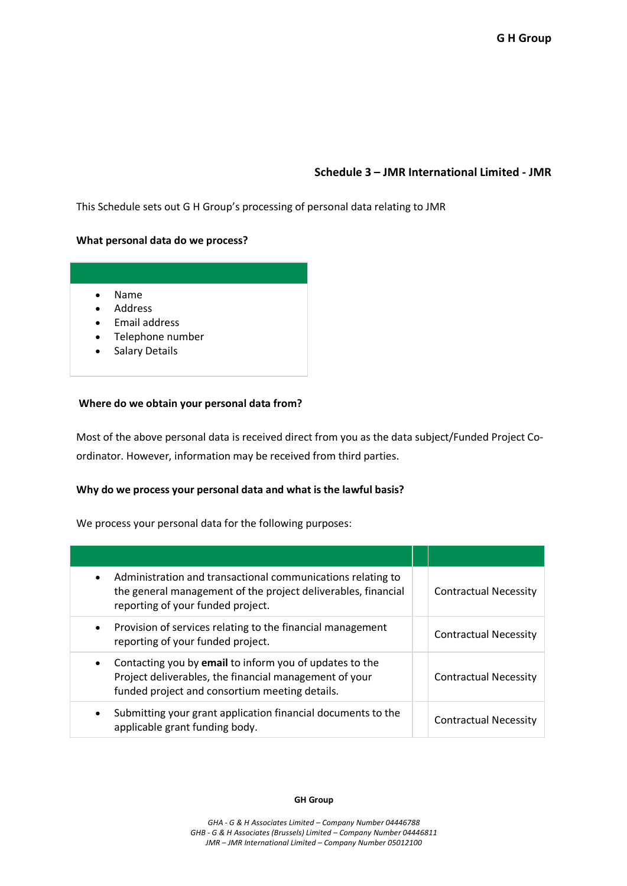## Schedule 3 – JMR International Limited - JMR

This Schedule sets out G H Group's processing of personal data relating to JMR

**What personal data do we process?**

- Name
- Address
- Email address
- Telephone number
- Salary Details

**Where do we obtain your personal data from?**

Most of the above personal data is received direct from you as the data subject/Funded Project Co-ordinator. However, information may be received from third parties.

**Why do we process your personal data and what is the lawful basis?**

We process your personal data for the following purposes:

| | | |
|---|---|---|
| • Administration and transactional communications relating to the general management of the project deliverables, financial reporting of your funded project. | | Contractual Necessity |
| • Provision of services relating to the financial management reporting of your funded project. | | Contractual Necessity |
| • Contacting you by **email** to inform you of updates to the Project deliverables, the financial management of your funded project and consortium meeting details. | | Contractual Necessity |
| • Submitting your grant application financial documents to the applicable grant funding body. | | Contractual Necessity |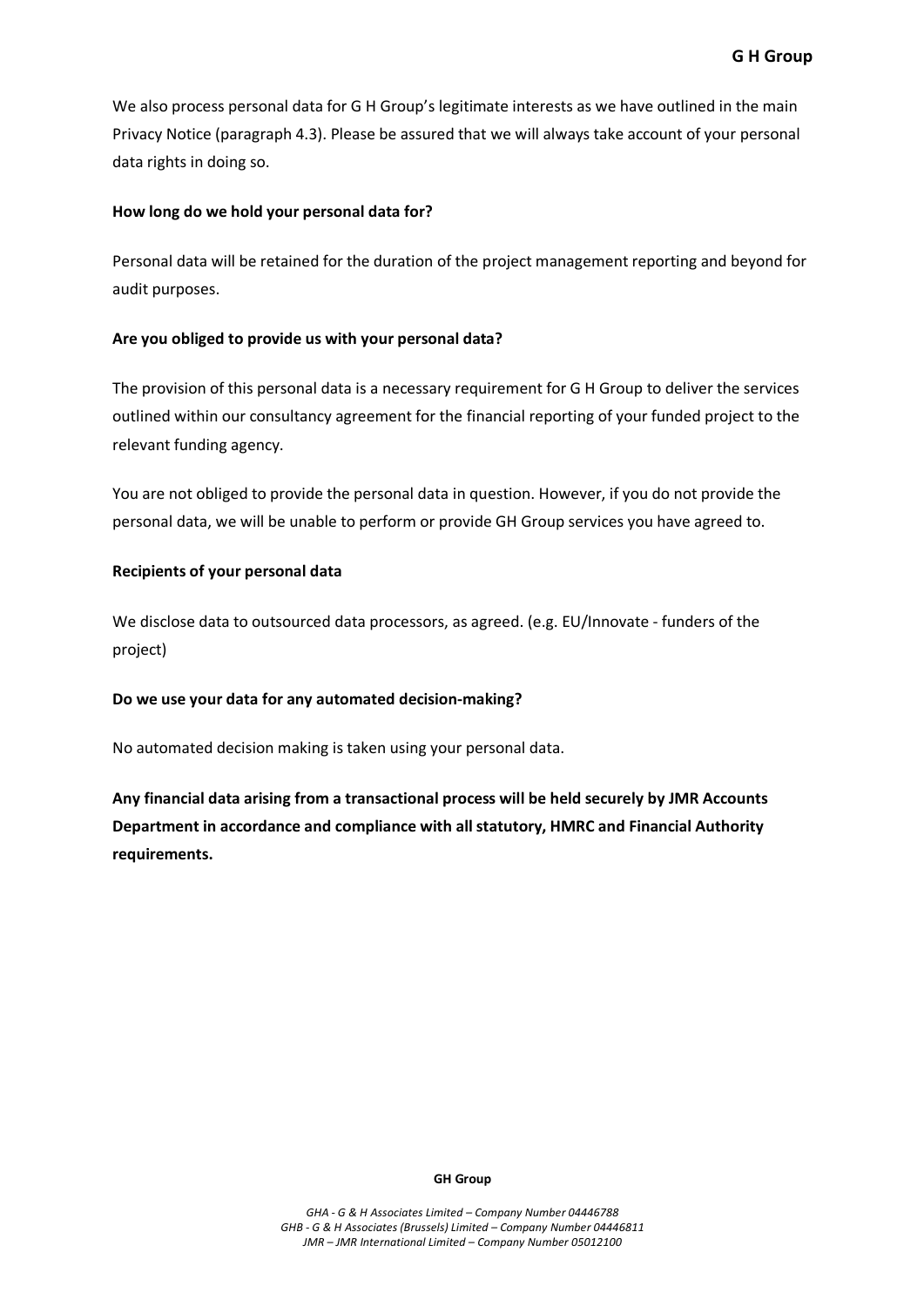We also process personal data for G H Group's legitimate interests as we have outlined in the main Privacy Notice (paragraph 4.3). Please be assured that we will always take account of your personal data rights in doing so.

**How long do we hold your personal data for?**

Personal data will be retained for the duration of the project management reporting and beyond for audit purposes.

**Are you obliged to provide us with your personal data?**

The provision of this personal data is a necessary requirement for G H Group to deliver the services outlined within our consultancy agreement for the financial reporting of your funded project to the relevant funding agency.

You are not obliged to provide the personal data in question. However, if you do not provide the personal data, we will be unable to perform or provide GH Group services you have agreed to.

**Recipients of your personal data**

We disclose data to outsourced data processors, as agreed. (e.g. EU/Innovate - funders of the project)

**Do we use your data for any automated decision-making?**

No automated decision making is taken using your personal data.

**Any financial data arising from a transactional process will be held securely by JMR Accounts Department in accordance and compliance with all statutory, HMRC and Financial Authority requirements.**

**GH Group**

*GHA - G & H Associates Limited – Company Number 04446788*
*GHB - G & H Associates (Brussels) Limited – Company Number 04446811*
*JMR – JMR International Limited – Company Number 05012100*